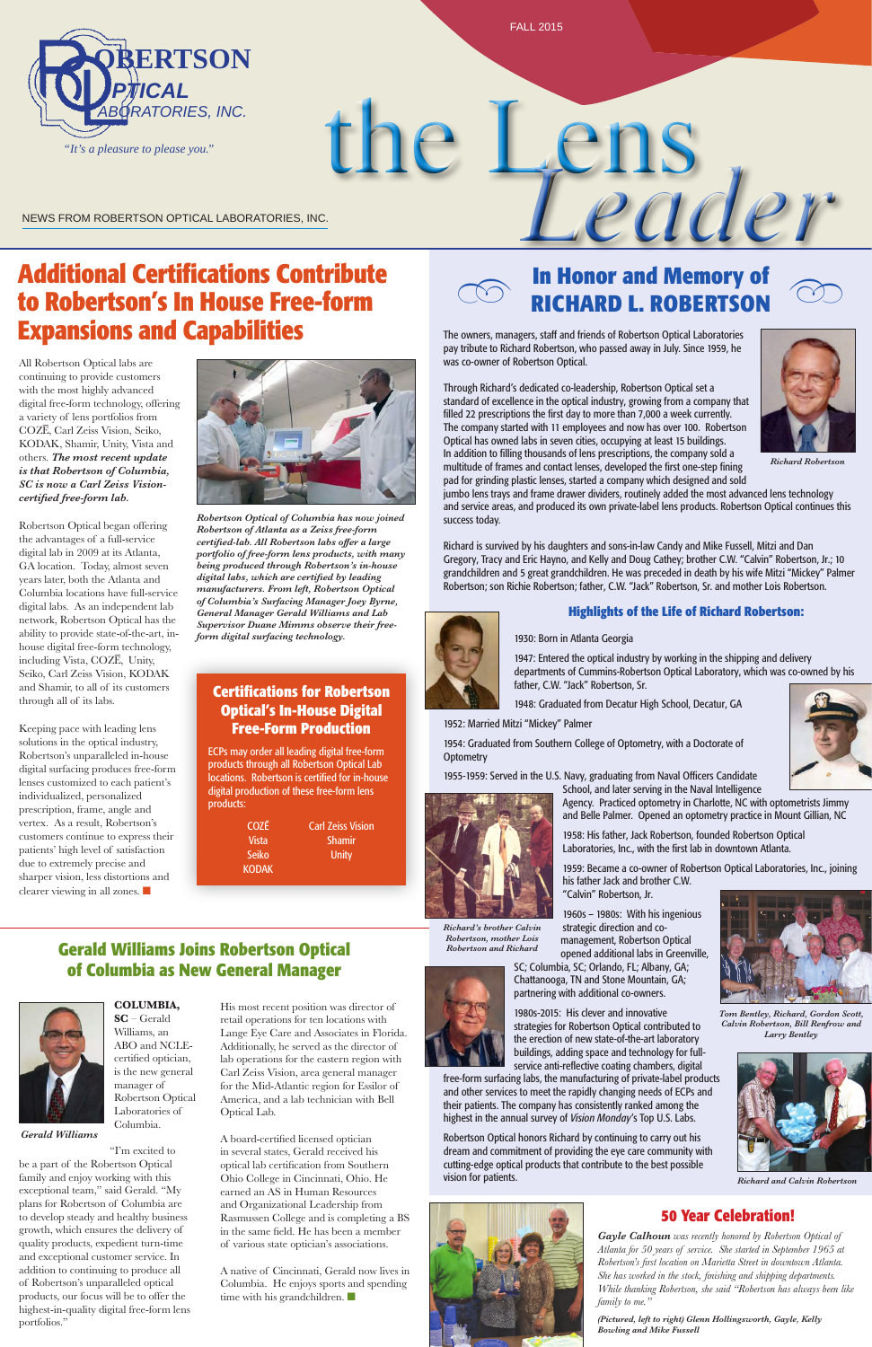# the Lens Leader

FALL 2015

ROBERTSON OPTICAL LABORATORIES, INC.

*"It's a pleasure to please you."*

NEWS FROM ROBERTSON OPTICAL LABORATORIES, INC.

## Additional Certifications Contribute to Robertson's In House Free-form Expansions and Capabilities

All Robertson Optical labs are continuing to provide customers with the most highly advanced digital free-form technology, offering a variety of lens portfolios from COZĒ, Carl Zeiss Vision, Seiko, KODAK, Shamir, Unity, Vista and others. ***The most recent update is that Robertson of Columbia, SC is now a Carl Zeiss Vision-certified free-form lab.***

Robertson Optical began offering the advantages of a full-service digital lab in 2009 at its Atlanta, GA location. Today, almost seven years later, both the Atlanta and Columbia locations have full-service digital labs. As an independent lab network, Robertson Optical has the ability to provide state-of-the-art, in-house digital free-form technology, including Vista, COZĒ, Unity, Seiko, Carl Zeiss Vision, KODAK and Shamir, to all of its customers through all of its labs.

Keeping pace with leading lens solutions in the optical industry, Robertson's unparalleled in-house digital surfacing produces free-form lenses customized to each patient's individualized, personalized prescription, frame, angle and vertex. As a result, Robertson's customers continue to express their patients' high level of satisfaction due to extremely precise and sharper vision, less distortions and clearer viewing in all zones. ■

*Robertson Optical of Columbia has now joined Robertson of Atlanta as a Zeiss free-form certified-lab. All Robertson labs offer a large portfolio of free-form lens products, with many being produced through Robertson's in-house digital labs, which are certified by leading manufacturers. From left, Robertson Optical of Columbia's Surfacing Manager Joey Byrne, General Manager Gerald Williams and Lab Supervisor Duane Mimms observe their free-form digital surfacing technology.*

### Certifications for Robertson Optical's In-House Digital Free-Form Production

ECPs may order all leading digital free-form products through all Robertson Optical Lab locations. Robertson is certified for in-house digital production of these free-form lens products:

| | |
|---|---|
| COZĒ | Carl Zeiss Vision |
| Vista | Shamir |
| Seiko | Unity |
| KODAK | |

## Gerald Williams Joins Robertson Optical of Columbia as New General Manager

**COLUMBIA, SC** – Gerald Williams, an ABO and NCLE-certified optician, is the new general manager of Robertson Optical Laboratories of Columbia.

*Gerald Williams*

"I'm excited to be a part of the Robertson Optical family and enjoy working with this exceptional team," said Gerald. "My plans for Robertson of Columbia are to develop steady and healthy business growth, which ensures the delivery of quality products, expedient turn-time and exceptional customer service. In addition to continuing to produce all of Robertson's unparalleled optical products, our focus will be to offer the highest-in-quality digital free-form lens portfolios."

His most recent position was director of retail operations for ten locations with Lange Eye Care and Associates in Florida. Additionally, he served as the director of lab operations for the eastern region with Carl Zeiss Vision, area general manager for the Mid-Atlantic region for Essilor of America, and a lab technician with Bell Optical Lab.

A board-certified licensed optician in several states, Gerald received his optical lab certification from Southern Ohio College in Cincinnati, Ohio. He earned an AS in Human Resources and Organizational Leadership from Rasmussen College and is completing a BS in the same field. He has been a member of various state optician's associations.

A native of Cincinnati, Gerald now lives in Columbia. He enjoys sports and spending time with his grandchildren. ■

## In Honor and Memory of RICHARD L. ROBERTSON

The owners, managers, staff and friends of Robertson Optical Laboratories pay tribute to Richard Robertson, who passed away in July. Since 1959, he was co-owner of Robertson Optical.

Through Richard's dedicated co-leadership, Robertson Optical set a standard of excellence in the optical industry, growing from a company that filled 22 prescriptions the first day to more than 7,000 a week currently. The company started with 11 employees and now has over 100. Robertson Optical has owned labs in seven cities, occupying at least 15 buildings. In addition to filling thousands of lens prescriptions, the company sold a multitude of frames and contact lenses, developed the first one-step fining pad for grinding plastic lenses, started a company which designed and sold jumbo lens trays and frame drawer dividers, routinely added the most advanced lens technology and service areas, and produced its own private-label lens products. Robertson Optical continues this success today.

*Richard Robertson*

Richard is survived by his daughters and sons-in-law Candy and Mike Fussell, Mitzi and Dan Gregory, Tracy and Eric Hayno, and Kelly and Doug Cathey; brother C.W. "Calvin" Robertson, Jr.; 10 grandchildren and 5 great grandchildren. He was preceded in death by his wife Mitzi "Mickey" Palmer Robertson; son Richie Robertson; father, C.W. "Jack" Robertson, Sr. and mother Lois Robertson.

### Highlights of the Life of Richard Robertson:

1930: Born in Atlanta Georgia

1947: Entered the optical industry by working in the shipping and delivery departments of Cummins-Robertson Optical Laboratory, which was co-owned by his father, C.W. "Jack" Robertson, Sr.

1948: Graduated from Decatur High School, Decatur, GA

1952: Married Mitzi "Mickey" Palmer

1954: Graduated from Southern College of Optometry, with a Doctorate of Optometry

1955-1959: Served in the U.S. Navy, graduating from Naval Officers Candidate School, and later serving in the Naval Intelligence Agency. Practiced optometry in Charlotte, NC with optometrists Jimmy and Belle Palmer. Opened an optometry practice in Mount Gillian, NC

1958: His father, Jack Robertson, founded Robertson Optical Laboratories, Inc., with the first lab in downtown Atlanta.

1959: Became a co-owner of Robertson Optical Laboratories, Inc., joining his father Jack and brother C.W. "Calvin" Robertson, Jr.

1960s – 1980s: With his ingenious strategic direction and co-management, Robertson Optical opened additional labs in Greenville, SC; Columbia, SC; Orlando, FL; Albany, GA; Chattanooga, TN and Stone Mountain, GA; partnering with additional co-owners.

1980s-2015: His clever and innovative strategies for Robertson Optical contributed to the erection of new state-of-the-art laboratory buildings, adding space and technology for full-service anti-reflective coating chambers, digital free-form surfacing labs, the manufacturing of private-label products and other services to meet the rapidly changing needs of ECPs and their patients. The company has consistently ranked among the highest in the annual survey of *Vision Monday*'s Top U.S. Labs.

Robertson Optical honors Richard by continuing to carry out his dream and commitment of providing the eye care community with cutting-edge optical products that contribute to the best possible vision for patients.

*Richard's brother Calvin Robertson, mother Lois Robertson and Richard*

*Tom Bentley, Richard, Gordon Scott, Calvin Robertson, Bill Renfrow and Larry Bentley*

*Richard and Calvin Robertson*

## 50 Year Celebration!

***Gayle Calhoun** was recently honored by Robertson Optical of Atlanta for 50 years of service. She started in September 1965 at Robertson's first location on Marietta Street in downtown Atlanta. She has worked in the stock, finishing and shipping departments. While thanking Robertson, she said "Robertson has always been like family to me."*

***(Pictured, left to right) Glenn Hollingsworth, Gayle, Kelly Bowling and Mike Fussell***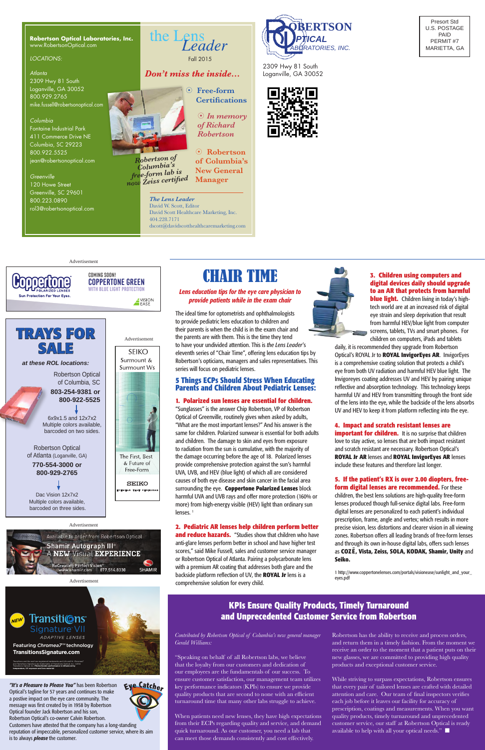**Robertson Optical Laboratories, Inc.**
www.RobertsonOptical.com

*LOCATIONS:*

*Atlanta*
2309 Hwy 81 South
Loganville, GA 30052
800.929.2765
mike.fussell@robertsonoptical.com

*Columbia*
Fontaine Industrial Park
411 Commerce Drive NE
Columbia, SC 29223
800.922.5525
jean@robertsonoptical.com

*Greenville*
120 Howe Street
Greenville, SC 29601
800.223.0890
rol3@robertsonoptical.com

# the Lens Leader

Fall 2015

*Don't miss the inside...*

- Free-form Certifications
- *In memory of Richard Robertson*
- Robertson of Columbia's New General Manager

*Robertson of Columbia's free-form lab is now Zeiss certified*

*The Lens Leader*
David W. Scott, Editor
David Scott Healthcare Marketing, Inc.
404.228.7171
dscott@davidscotthealthcaremarketing.com

ROBERTSON OPTICAL LABORATORIES, INC.

2309 Hwy 81 South
Loganville, GA 30052

Presort Std
U.S. POSTAGE
PAID
PERMIT #7
MARIETTA, GA

Advertisement

Coppertone POLARIZED LENSES
Sun Protection For Your Eyes.
COMING SOON!
COPPERTONE GREEN
WITH BLUE LIGHT PROTECTION
VISION EASE

## TRAYS FOR SALE

*at these ROL locations:*

Robertson Optical of Columbia, SC
**803-254-9381 or 800-922-5525**

6x9.1.5 and 12x7x2
Multiple colors available, barcoded on two sides.

Robertson Optical of Atlanta (Loganville, GA)
**770-554-3000 or 800-929-2765**

Dac Vision 12x7x2
Multiple colors available, barcoded on three sides.

Advertisement

SEIKO
Surmount & Surmount Ws

The First, Best & Future of Free-Form

SEIKO

Advertisement

Available to order from Robertson Optical
Shamir Autograph III®
A NEW Visual EXPERIENCE
ReCreating Perfect Vision®
www.shamir.com 877.514.8330
SHAMIR

Advertisement

NEW Transitions Signature VII
ADAPTIVE LENSES
Featuring Chromea7™ technology
TransitionsSignature.com

## Eye Catcher

***"It's a Pleasure to Please You"*** has been Robertson Optical's tagline for 57 years and continues to make a postive impact on the eye care community. The message was first created by in 1958 by Robertson Optical founder Jack Robertson and his son, Robertson Optical's co-owner Calvin Robertson. Customers have attested that the company has a long-standing reputation of impeccable, personalized customer service, where its aim is to always ***please*** the customer.

# CHAIR TIME

***Lens education tips for the eye care physician to provide patients while in the exam chair***

The ideal time for optometrists and ophthalmologists to provide pediatric lens education to children and their parents is when the child is in the exam chair and the parents are with them. This is the time they tend to have your undivided attention. This is *the Lens Leader's* eleventh series of "Chair Time", offering lens education tips by Robertson's opticians, managers and sales representatives. This series will focus on pediatric lenses.

## 5 Things ECPs Should Stress When Educating Parents and Children About Pediatric Lenses:

**1. Polarized sun lenses are essential for children.** "Sunglasses" is the answer Chip Robertson, VP of Robertson Optical of Greenville, routinely gives when asked by adults, "What are the most important lenses?" And his answer is the same for children. Polarized sunwear is essential for both adults and children. The damage to skin and eyes from exposure to radiation from the sun is cumulative, with the majority of the damage occurring before the age of 18. Polarized lenses provide comprehensive protection against the sun's harmful UVA, UVB, and HEV (blue light) of which all are considered causes of both eye disease and skin cancer in the facial area surrounding the eye. **Coppertone Polarized Lenses** block harmful UVA and UVB rays and offer more protection (160% or more) from high-energy visible (HEV) light than ordinary sun lenses.[1]

**2. Pediatric AR lenses help children perform better and reduce hazards.** "Studies show that children who have anti-glare lenses perform better in school and have higher test scores," said Mike Fussell, sales and customer service manager or Robertson Optical of Atlanta. Pairing a polycarbonate lens with a premium AR coating that addresses both glare and the backside platform reflection of UV, the **ROYAL Jr** lens is a comprehensive solution for every child.

**3. Children using computers and digital devices daily should upgrade to an AR that protects from harmful blue light.** Children living in today's high-tech world are at an increased risk of digital eye strain and sleep deprivation that result from harmful HEV/blue light from computer screens, tablets, TVs and smart phones. For children on computers, iPads and tablets daily, it is recommended they upgrade from Robertson Optical's ROYAL Jr to **ROYAL InvigorEyes AR**. InvigorEyes is a comprehensive coating solution that protects a child's eye from both UV radiation and harmful HEV blue light. The Invigoreyes coating addresses UV and HEV by pairing unique reflective and absorption technology. This technology keeps harmful UV and HEV from transmitting through the front side of the lens into the eye, while the backside of the lens absorbs UV and HEV to keep it from platform reflecting into the eye.

**4. Impact and scratch resistant lenses are important for children.** It is no surprise that children love to stay active, so lenses that are both impact resistant and scratch resistant are necessary. Robertson Optical's **ROYAL Jr AR** lenses and **ROYAL InvigorEyes AR** lenses include these features and therefore last longer.

**5. If the patient's RX is over 2.00 diopters, free-form digital lenses are recommended.** For these children, the best lens solutions are high-quality free-form lenses produced though full-service digital labs. Free-form digital lenses are personalized to each patient's individual prescription, frame, angle and vertex; which results in more precise vision, less distortions and clearer vision in all viewing zones. Robertson offers all leading brands of free-form lenses and through its own in-house digital labs, offers such lenses as **COZĒ, Vista, Zeiss, SOLA, KODAK, Shamir, Unity** and **Seiko.**

1 http://www.coppertonelenses.com/portals/visionease/sunlight_and_your_eyes.pdf

## KPIs Ensure Quality Products, Timely Turnaround and Unprecedented Customer Service from Robertson

*Contributed by Robertson Optical of Columbia's new general manager Gerald Williams:*

"Speaking on behalf of all Robertson labs, we believe that the loyalty from our customers and dedication of our employees are the fundamentals of our success. To ensure customer satisfaction, our management team utilizes key performance indicators (KPIs) to ensure we provide quality products that are second to none with an efficient turnaround time that many other labs struggle to achieve.

When patients need new lenses, they have high expectations from their ECPs regarding quality and service, and demand quick turnaround. As our customer, you need a lab that can meet those demands consistently and cost effectively.

Robertson has the ability to receive and process orders, and return them in a timely fashion. From the moment we receive an order to the moment that a patient puts on their new glasses, we are committed to providing high quality products and exceptional customer service.

While striving to surpass expectations, Robertson ensures that every pair of tailored lenses are crafted with detailed attention and care. Our team of final inspectors verifies each job before it leaves our facility for accuracy of prescription, coatings and measurements. When you want quality products, timely turnaround and unprecedented customer service, our staff at Robertson Optical is ready available to help with all your optical needs." ■